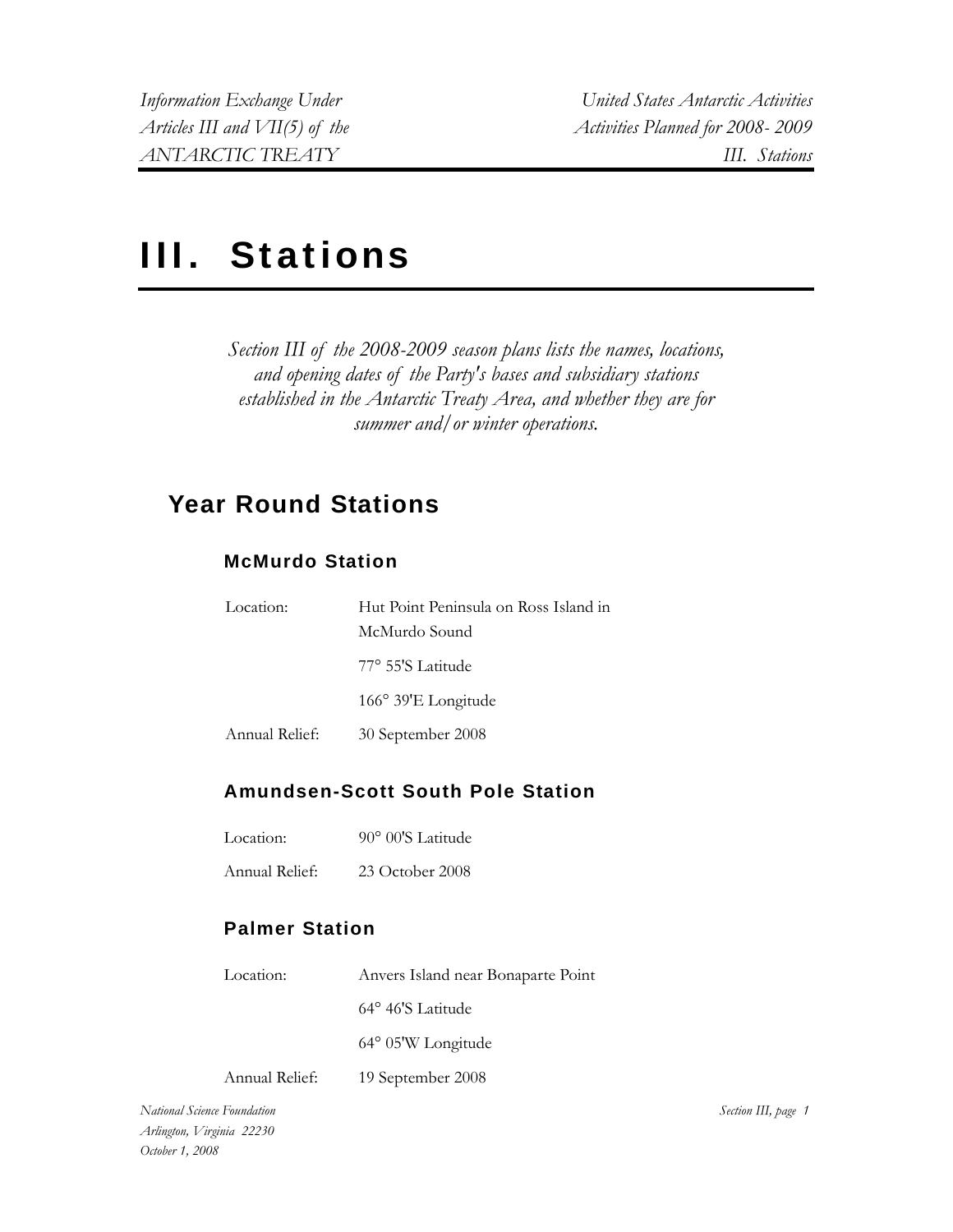# III. Stations

*Section III of the 2008-2009 season plans lists the names, locations, and opening dates of the Party's bases and subsidiary stations established in the Antarctic Treaty Area, and whether they are for summer and/or winter operations.*

## Year Round Stations

### McMurdo Station

| | |
|---|---|
| Location: | Hut Point Peninsula on Ross Island in McMurdo Sound |
| | 77° 55'S Latitude |
| | 166° 39'E Longitude |
| Annual Relief: | 30 September 2008 |

### Amundsen-Scott South Pole Station

| | |
|---|---|
| Location: | 90° 00'S Latitude |
| Annual Relief: | 23 October 2008 |

### Palmer Station

| | |
|---|---|
| Location: | Anvers Island near Bonaparte Point |
| | 64° 46'S Latitude |
| | 64° 05'W Longitude |
| Annual Relief: | 19 September 2008 |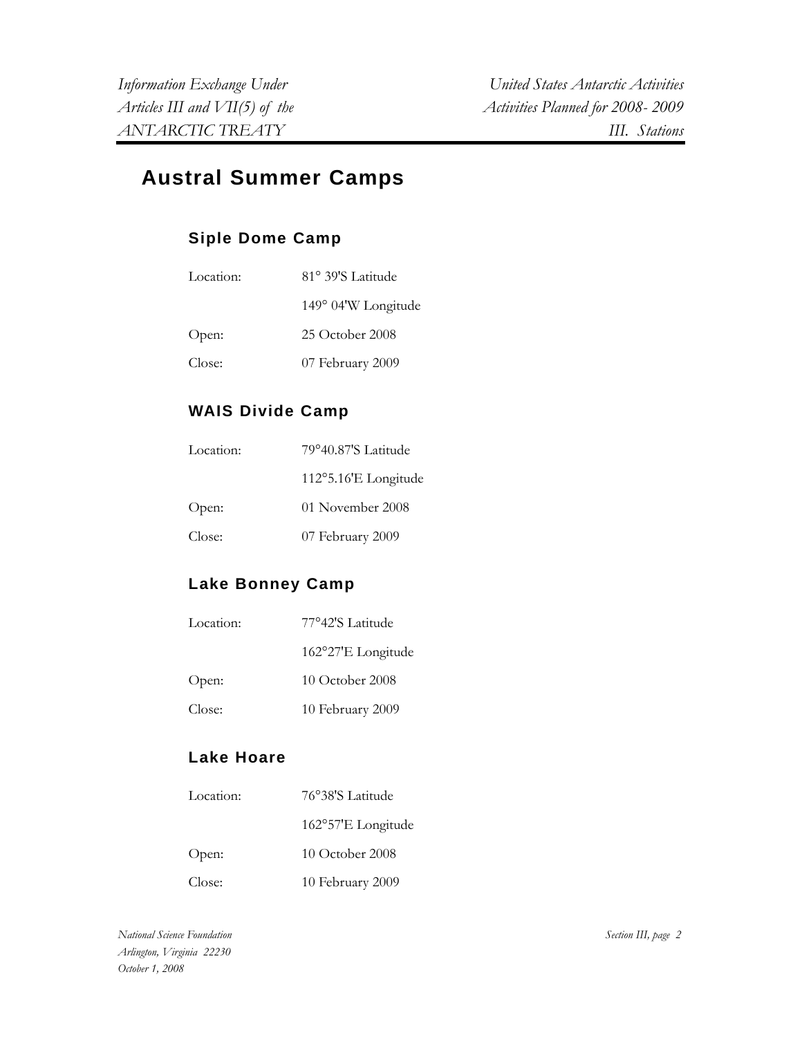## Austral Summer Camps

### Siple Dome Camp

| | |
|---|---|
| Location: | 81° 39'S Latitude |
| | 149° 04'W Longitude |
| Open: | 25 October 2008 |
| Close: | 07 February 2009 |

### WAIS Divide Camp

| | |
|---|---|
| Location: | 79°40.87'S Latitude |
| | 112°5.16'E Longitude |
| Open: | 01 November 2008 |
| Close: | 07 February 2009 |

### Lake Bonney Camp

| | |
|---|---|
| Location: | 77°42'S Latitude |
| | 162°27'E Longitude |
| Open: | 10 October 2008 |
| Close: | 10 February 2009 |

### Lake Hoare

| | |
|---|---|
| Location: | 76°38'S Latitude |
| | 162°57'E Longitude |
| Open: | 10 October 2008 |
| Close: | 10 February 2009 |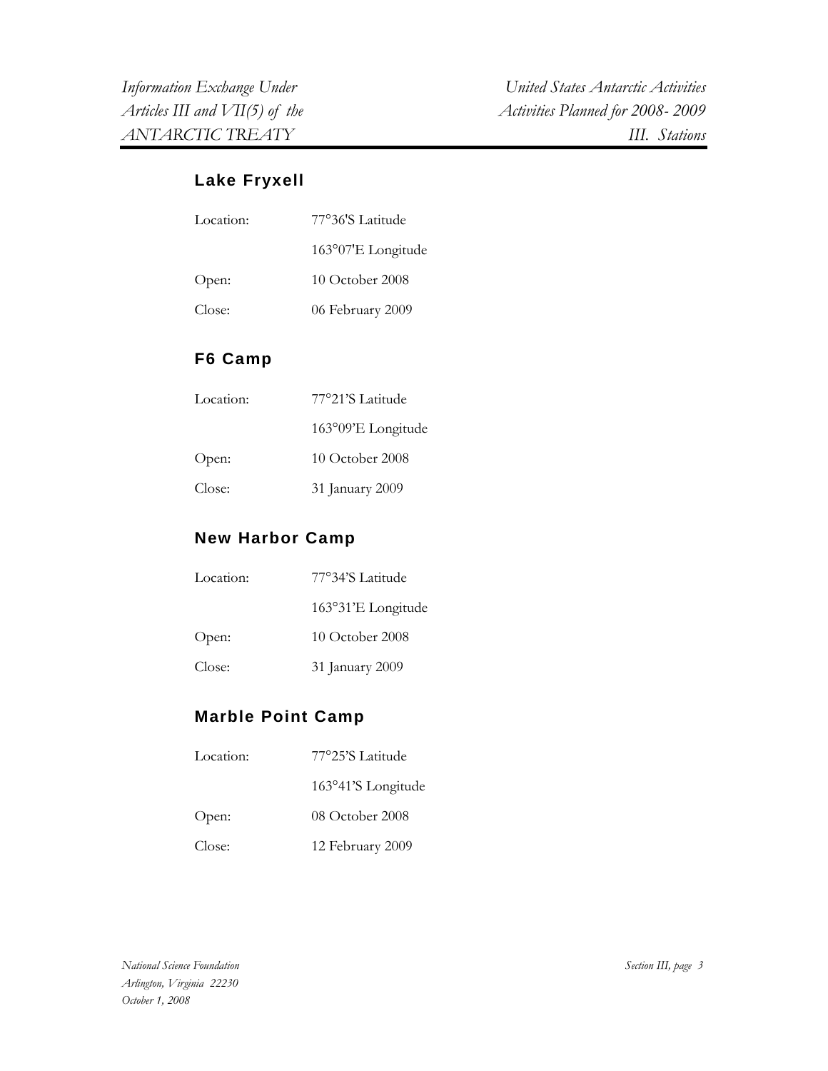## Lake Fryxell

| | |
|---|---|
| Location: | 77°36'S Latitude |
| | 163°07'E Longitude |
| Open: | 10 October 2008 |
| Close: | 06 February 2009 |

## F6 Camp

| | |
|---|---|
| Location: | 77°21'S Latitude |
| | 163°09'E Longitude |
| Open: | 10 October 2008 |
| Close: | 31 January 2009 |

## New Harbor Camp

| | |
|---|---|
| Location: | 77°34'S Latitude |
| | 163°31'E Longitude |
| Open: | 10 October 2008 |
| Close: | 31 January 2009 |

## Marble Point Camp

| | |
|---|---|
| Location: | 77°25'S Latitude |
| | 163°41'S Longitude |
| Open: | 08 October 2008 |
| Close: | 12 February 2009 |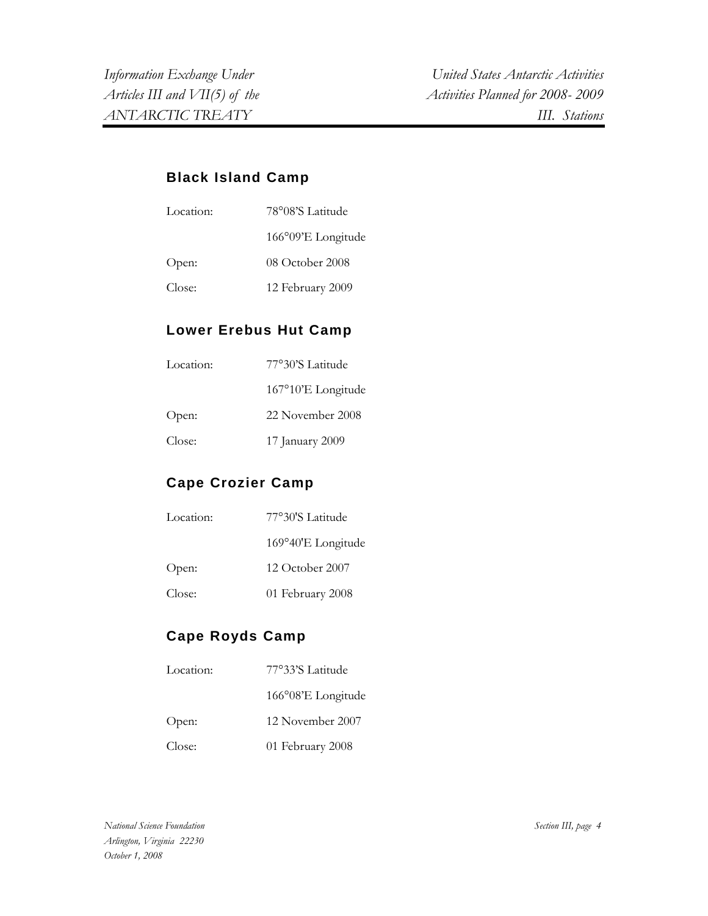## Black Island Camp

| | |
|---|---|
| Location: | 78°08'S Latitude |
| | 166°09'E Longitude |
| Open: | 08 October 2008 |
| Close: | 12 February 2009 |

## Lower Erebus Hut Camp

| | |
|---|---|
| Location: | 77°30'S Latitude |
| | 167°10'E Longitude |
| Open: | 22 November 2008 |
| Close: | 17 January 2009 |

## Cape Crozier Camp

| | |
|---|---|
| Location: | 77°30'S Latitude |
| | 169°40'E Longitude |
| Open: | 12 October 2007 |
| Close: | 01 February 2008 |

## Cape Royds Camp

| | |
|---|---|
| Location: | 77°33'S Latitude |
| | 166°08'E Longitude |
| Open: | 12 November 2007 |
| Close: | 01 February 2008 |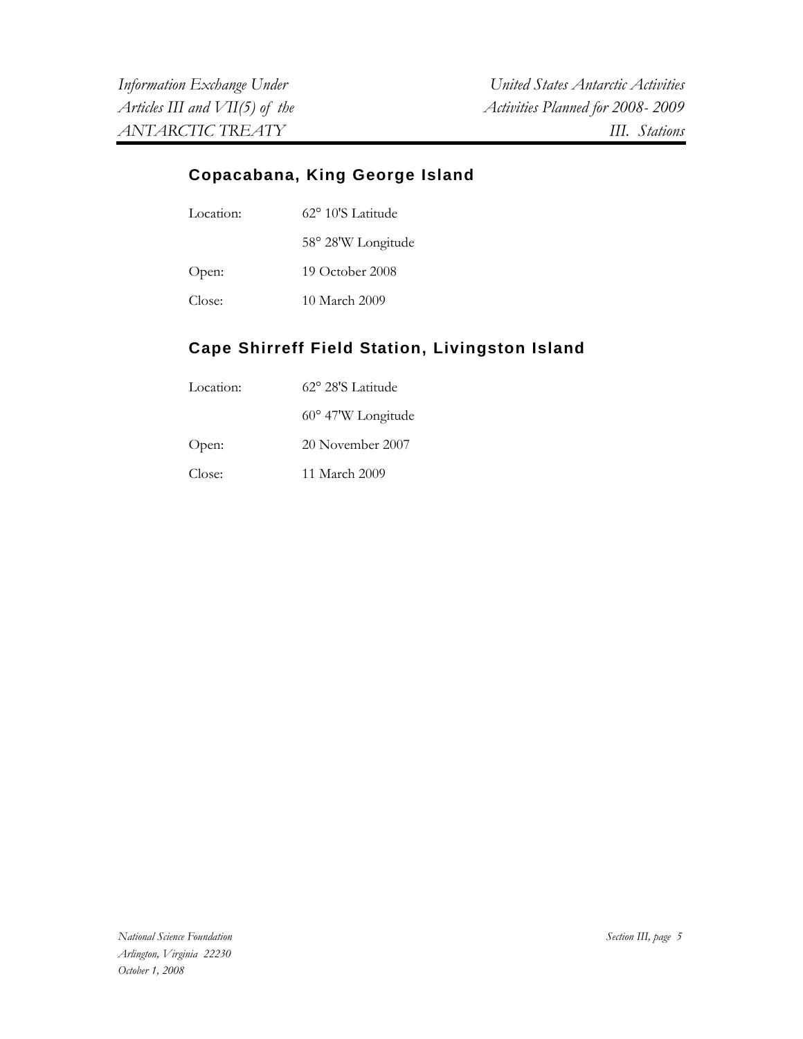## Copacabana, King George Island

| | |
|---|---|
| Location: | 62° 10'S Latitude |
| | 58° 28'W Longitude |
| Open: | 19 October 2008 |
| Close: | 10 March 2009 |

## Cape Shirreff Field Station, Livingston Island

| | |
|---|---|
| Location: | 62° 28'S Latitude |
| | 60° 47'W Longitude |
| Open: | 20 November 2007 |
| Close: | 11 March 2009 |